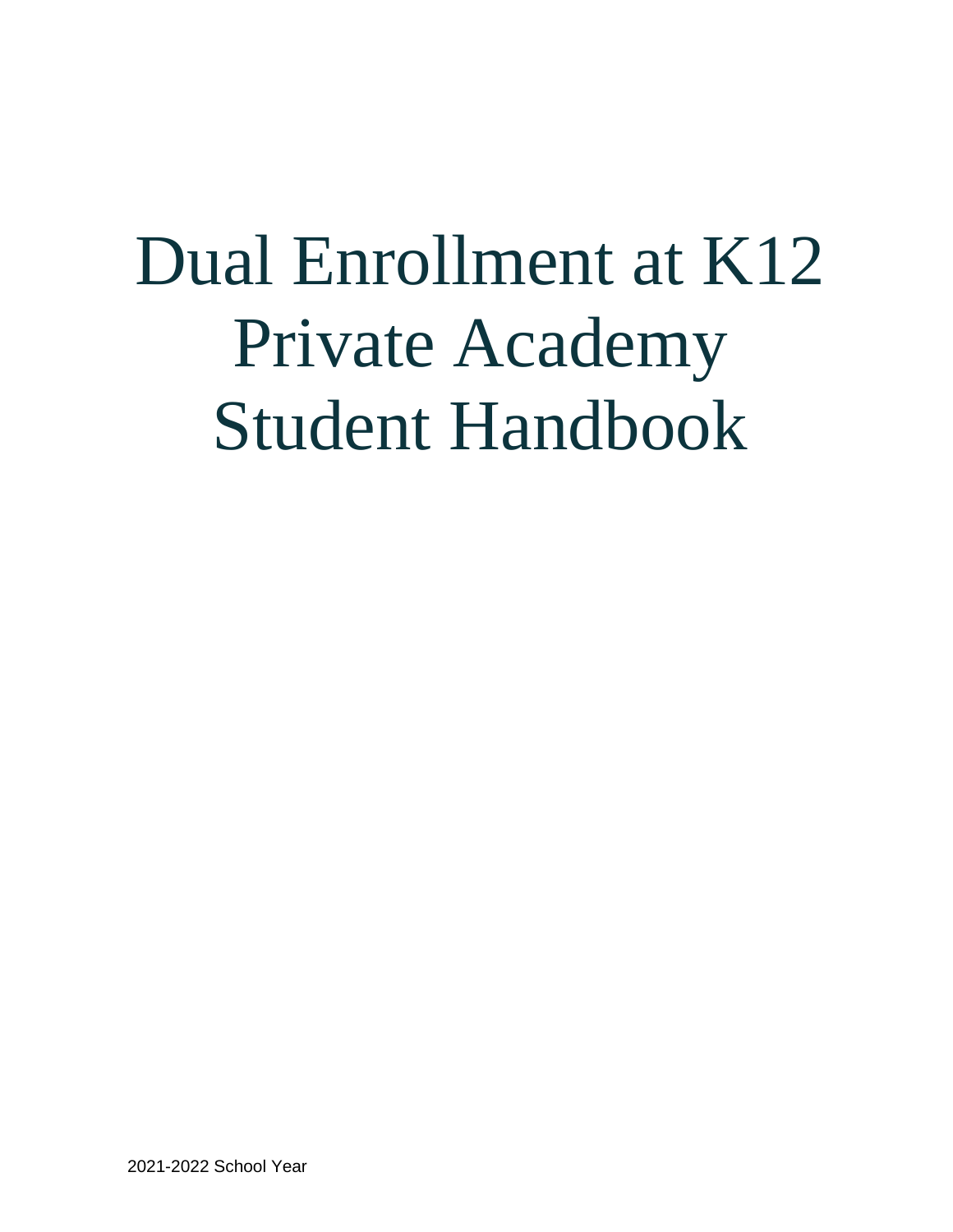# Dual Enrollment at K12 Private Academy Student Handbook

2021-2022 School Year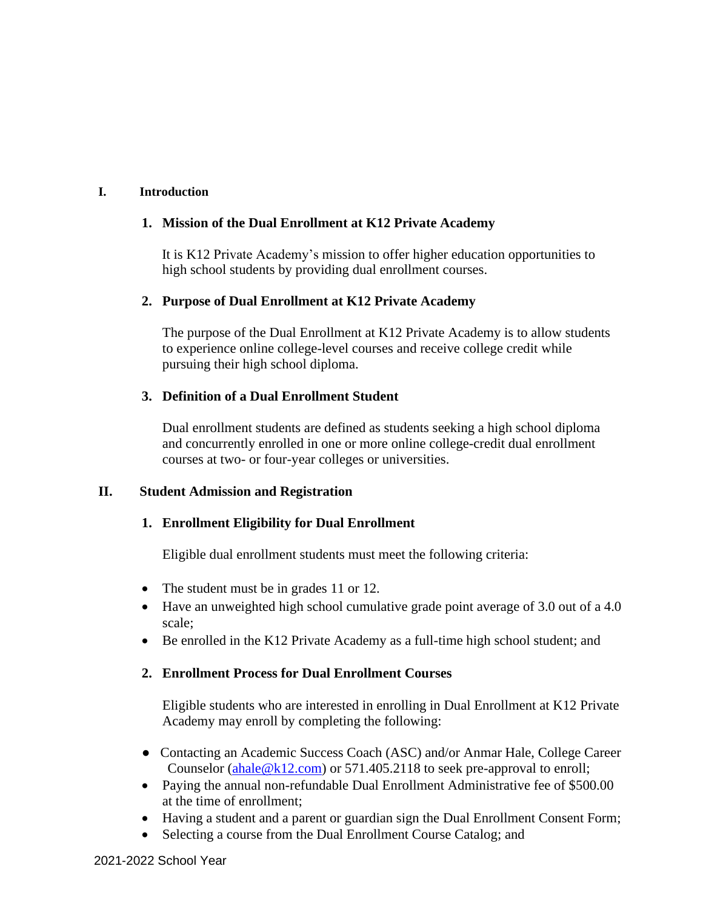## I. Introduction

### 1. Mission of the Dual Enrollment at K12 Private Academy

It is K12 Private Academy's mission to offer higher education opportunities to high school students by providing dual enrollment courses.

### 2. Purpose of Dual Enrollment at K12 Private Academy

The purpose of the Dual Enrollment at K12 Private Academy is to allow students to experience online college-level courses and receive college credit while pursuing their high school diploma.

### 3. Definition of a Dual Enrollment Student

Dual enrollment students are defined as students seeking a high school diploma and concurrently enrolled in one or more online college-credit dual enrollment courses at two- or four-year colleges or universities.

## II. Student Admission and Registration

### 1. Enrollment Eligibility for Dual Enrollment

Eligible dual enrollment students must meet the following criteria:

- The student must be in grades 11 or 12.
- Have an unweighted high school cumulative grade point average of 3.0 out of a 4.0 scale;
- Be enrolled in the K12 Private Academy as a full-time high school student; and

### 2. Enrollment Process for Dual Enrollment Courses

Eligible students who are interested in enrolling in Dual Enrollment at K12 Private Academy may enroll by completing the following:

- Contacting an Academic Success Coach (ASC) and/or Anmar Hale, College Career Counselor (ahale@k12.com) or 571.405.2118 to seek pre-approval to enroll;
- Paying the annual non-refundable Dual Enrollment Administrative fee of $500.00 at the time of enrollment;
- Having a student and a parent or guardian sign the Dual Enrollment Consent Form;
- Selecting a course from the Dual Enrollment Course Catalog; and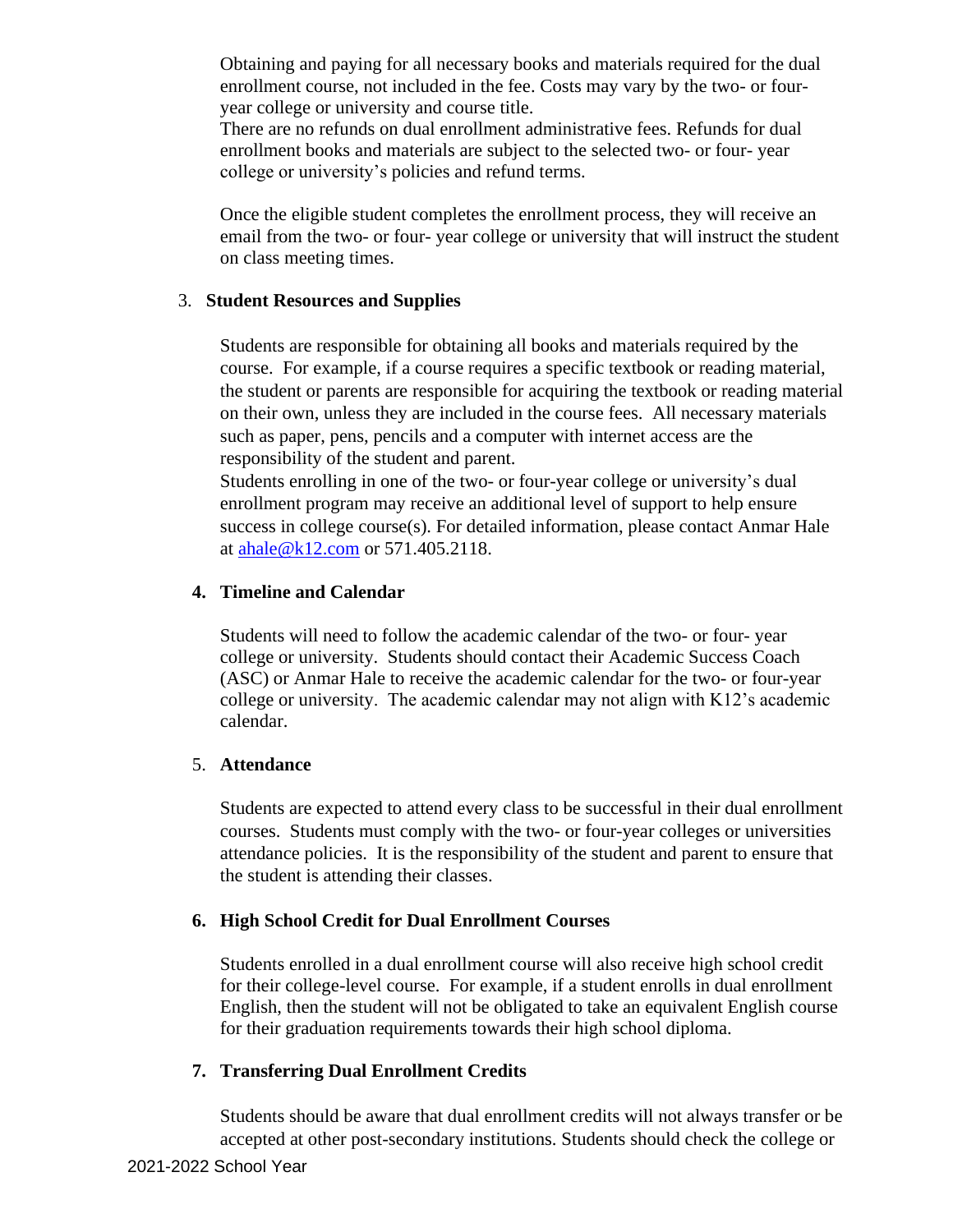Obtaining and paying for all necessary books and materials required for the dual enrollment course, not included in the fee. Costs may vary by the two- or four-year college or university and course title.
There are no refunds on dual enrollment administrative fees. Refunds for dual enrollment books and materials are subject to the selected two- or four- year college or university's policies and refund terms.

Once the eligible student completes the enrollment process, they will receive an email from the two- or four- year college or university that will instruct the student on class meeting times.

3. **Student Resources and Supplies**

   Students are responsible for obtaining all books and materials required by the course. For example, if a course requires a specific textbook or reading material, the student or parents are responsible for acquiring the textbook or reading material on their own, unless they are included in the course fees. All necessary materials such as paper, pens, pencils and a computer with internet access are the responsibility of the student and parent.
   Students enrolling in one of the two- or four-year college or university's dual enrollment program may receive an additional level of support to help ensure success in college course(s). For detailed information, please contact Anmar Hale at [ahale@k12.com](mailto:ahale@k12.com) or 571.405.2118.

4. **Timeline and Calendar**

   Students will need to follow the academic calendar of the two- or four- year college or university. Students should contact their Academic Success Coach (ASC) or Anmar Hale to receive the academic calendar for the two- or four-year college or university. The academic calendar may not align with K12's academic calendar.

5. **Attendance**

   Students are expected to attend every class to be successful in their dual enrollment courses. Students must comply with the two- or four-year colleges or universities attendance policies. It is the responsibility of the student and parent to ensure that the student is attending their classes.

6. **High School Credit for Dual Enrollment Courses**

   Students enrolled in a dual enrollment course will also receive high school credit for their college-level course. For example, if a student enrolls in dual enrollment English, then the student will not be obligated to take an equivalent English course for their graduation requirements towards their high school diploma.

7. **Transferring Dual Enrollment Credits**

   Students should be aware that dual enrollment credits will not always transfer or be accepted at other post-secondary institutions. Students should check the college or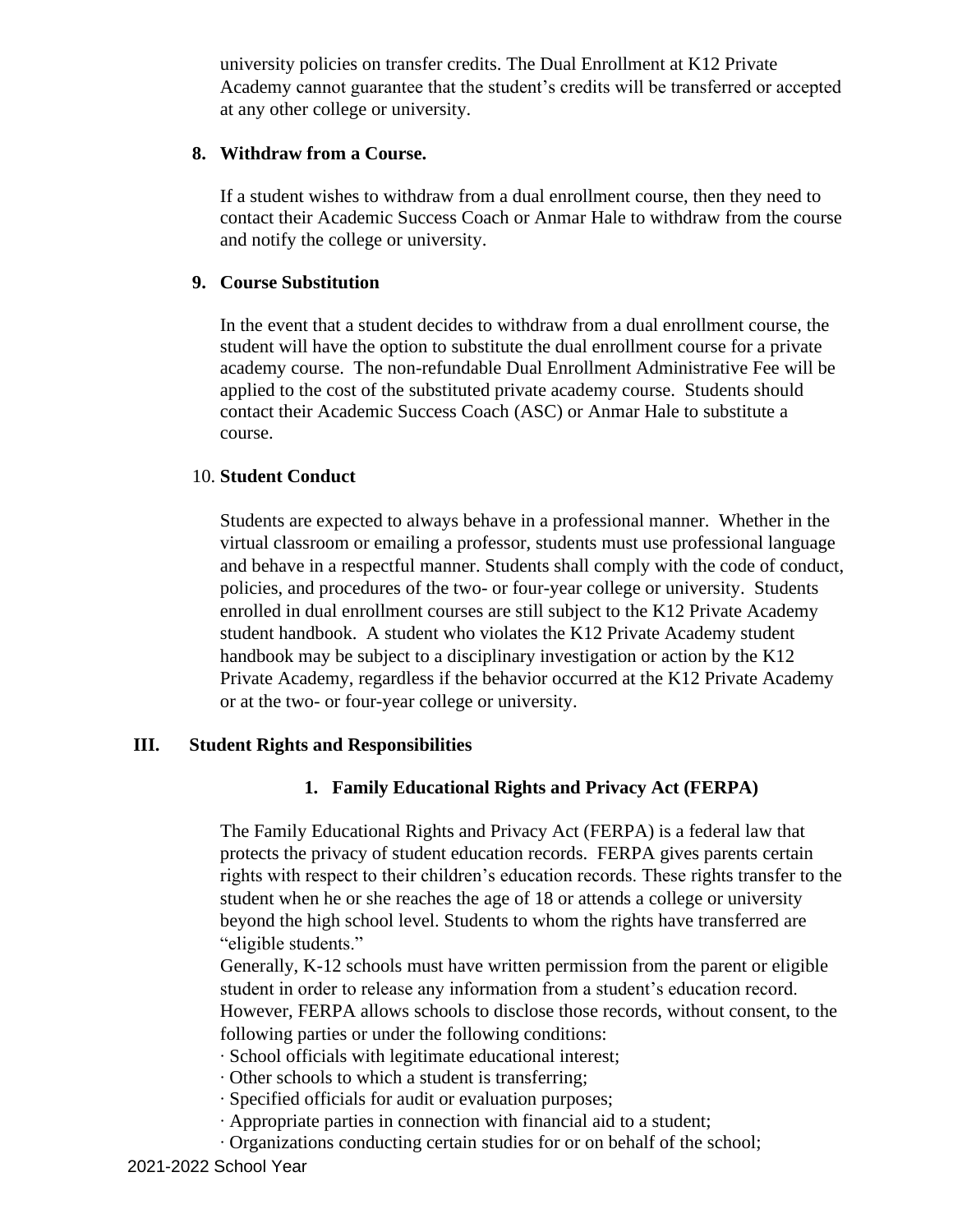university policies on transfer credits. The Dual Enrollment at K12 Private Academy cannot guarantee that the student's credits will be transferred or accepted at any other college or university.

**8. Withdraw from a Course.**

If a student wishes to withdraw from a dual enrollment course, then they need to contact their Academic Success Coach or Anmar Hale to withdraw from the course and notify the college or university.

**9. Course Substitution**

In the event that a student decides to withdraw from a dual enrollment course, the student will have the option to substitute the dual enrollment course for a private academy course. The non-refundable Dual Enrollment Administrative Fee will be applied to the cost of the substituted private academy course. Students should contact their Academic Success Coach (ASC) or Anmar Hale to substitute a course.

**10. Student Conduct**

Students are expected to always behave in a professional manner. Whether in the virtual classroom or emailing a professor, students must use professional language and behave in a respectful manner. Students shall comply with the code of conduct, policies, and procedures of the two- or four-year college or university. Students enrolled in dual enrollment courses are still subject to the K12 Private Academy student handbook. A student who violates the K12 Private Academy student handbook may be subject to a disciplinary investigation or action by the K12 Private Academy, regardless if the behavior occurred at the K12 Private Academy or at the two- or four-year college or university.

## III. Student Rights and Responsibilities

### 1. Family Educational Rights and Privacy Act (FERPA)

The Family Educational Rights and Privacy Act (FERPA) is a federal law that protects the privacy of student education records. FERPA gives parents certain rights with respect to their children's education records. These rights transfer to the student when he or she reaches the age of 18 or attends a college or university beyond the high school level. Students to whom the rights have transferred are "eligible students."

Generally, K-12 schools must have written permission from the parent or eligible student in order to release any information from a student's education record. However, FERPA allows schools to disclose those records, without consent, to the following parties or under the following conditions:

- School officials with legitimate educational interest;
- Other schools to which a student is transferring;
- Specified officials for audit or evaluation purposes;
- Appropriate parties in connection with financial aid to a student;
- Organizations conducting certain studies for or on behalf of the school;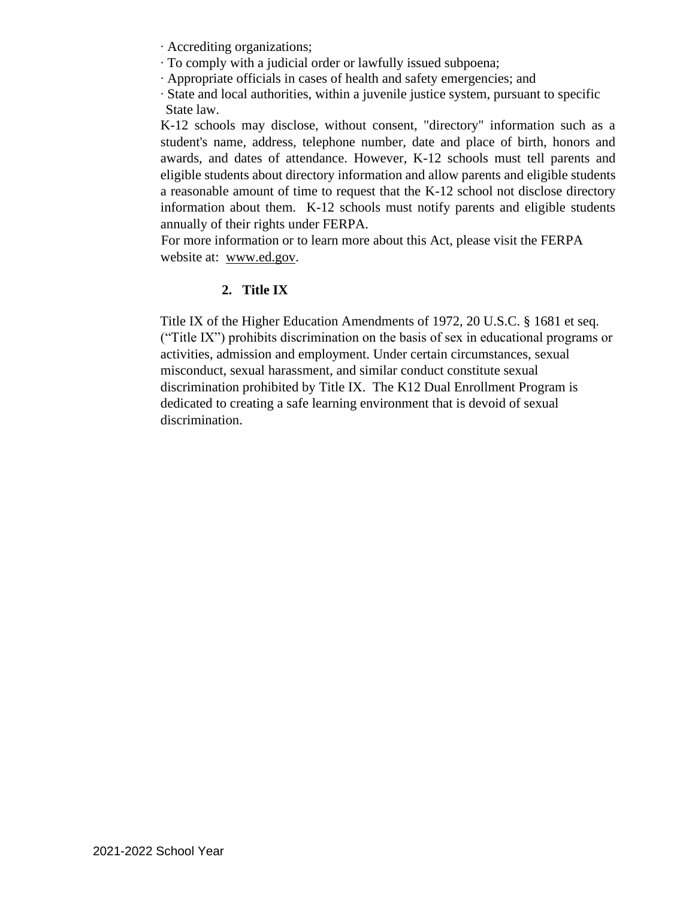- Accrediting organizations;
- To comply with a judicial order or lawfully issued subpoena;
- Appropriate officials in cases of health and safety emergencies; and
- State and local authorities, within a juvenile justice system, pursuant to specific State law.

K-12 schools may disclose, without consent, "directory" information such as a student's name, address, telephone number, date and place of birth, honors and awards, and dates of attendance. However, K-12 schools must tell parents and eligible students about directory information and allow parents and eligible students a reasonable amount of time to request that the K-12 school not disclose directory information about them. K-12 schools must notify parents and eligible students annually of their rights under FERPA.

For more information or to learn more about this Act, please visit the FERPA website at: www.ed.gov.

### 2. Title IX

Title IX of the Higher Education Amendments of 1972, 20 U.S.C. § 1681 et seq. ("Title IX") prohibits discrimination on the basis of sex in educational programs or activities, admission and employment. Under certain circumstances, sexual misconduct, sexual harassment, and similar conduct constitute sexual discrimination prohibited by Title IX. The K12 Dual Enrollment Program is dedicated to creating a safe learning environment that is devoid of sexual discrimination.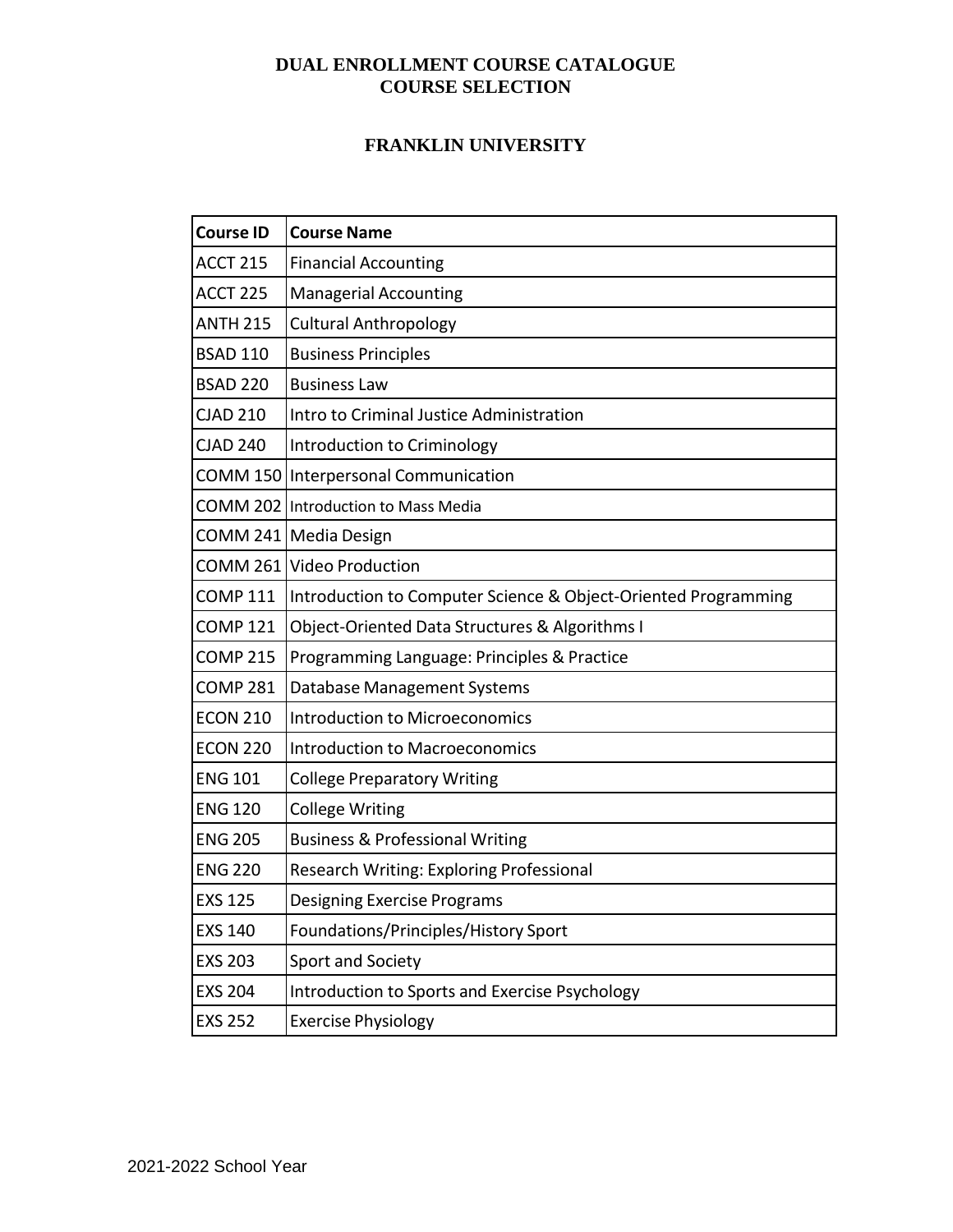# DUAL ENROLLMENT COURSE CATALOGUE
# COURSE SELECTION

## FRANKLIN UNIVERSITY

| Course ID | Course Name |
|---|---|
| ACCT 215 | Financial Accounting |
| ACCT 225 | Managerial Accounting |
| ANTH 215 | Cultural Anthropology |
| BSAD 110 | Business Principles |
| BSAD 220 | Business Law |
| CJAD 210 | Intro to Criminal Justice Administration |
| CJAD 240 | Introduction to Criminology |
| COMM 150 | Interpersonal Communication |
| COMM 202 | Introduction to Mass Media |
| COMM 241 | Media Design |
| COMM 261 | Video Production |
| COMP 111 | Introduction to Computer Science & Object-Oriented Programming |
| COMP 121 | Object-Oriented Data Structures & Algorithms I |
| COMP 215 | Programming Language: Principles & Practice |
| COMP 281 | Database Management Systems |
| ECON 210 | Introduction to Microeconomics |
| ECON 220 | Introduction to Macroeconomics |
| ENG 101 | College Preparatory Writing |
| ENG 120 | College Writing |
| ENG 205 | Business & Professional Writing |
| ENG 220 | Research Writing: Exploring Professional |
| EXS 125 | Designing Exercise Programs |
| EXS 140 | Foundations/Principles/History Sport |
| EXS 203 | Sport and Society |
| EXS 204 | Introduction to Sports and Exercise Psychology |
| EXS 252 | Exercise Physiology |

2021-2022 School Year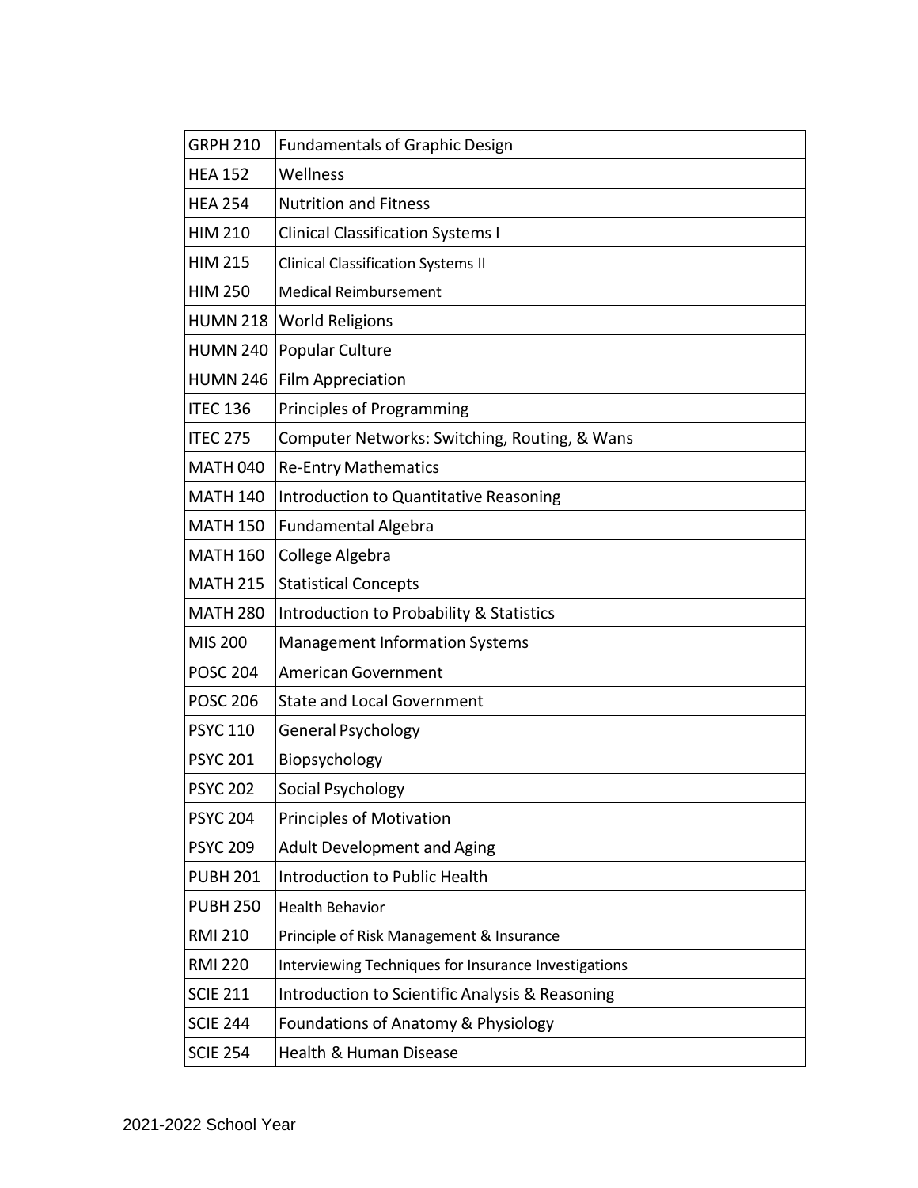| GRPH 210 | Fundamentals of Graphic Design |
|---|---|
| HEA 152 | Wellness |
| HEA 254 | Nutrition and Fitness |
| HIM 210 | Clinical Classification Systems I |
| HIM 215 | Clinical Classification Systems II |
| HIM 250 | Medical Reimbursement |
| HUMN 218 | World Religions |
| HUMN 240 | Popular Culture |
| HUMN 246 | Film Appreciation |
| ITEC 136 | Principles of Programming |
| ITEC 275 | Computer Networks: Switching, Routing, & Wans |
| MATH 040 | Re-Entry Mathematics |
| MATH 140 | Introduction to Quantitative Reasoning |
| MATH 150 | Fundamental Algebra |
| MATH 160 | College Algebra |
| MATH 215 | Statistical Concepts |
| MATH 280 | Introduction to Probability & Statistics |
| MIS 200 | Management Information Systems |
| POSC 204 | American Government |
| POSC 206 | State and Local Government |
| PSYC 110 | General Psychology |
| PSYC 201 | Biopsychology |
| PSYC 202 | Social Psychology |
| PSYC 204 | Principles of Motivation |
| PSYC 209 | Adult Development and Aging |
| PUBH 201 | Introduction to Public Health |
| PUBH 250 | Health Behavior |
| RMI 210 | Principle of Risk Management & Insurance |
| RMI 220 | Interviewing Techniques for Insurance Investigations |
| SCIE 211 | Introduction to Scientific Analysis & Reasoning |
| SCIE 244 | Foundations of Anatomy & Physiology |
| SCIE 254 | Health & Human Disease |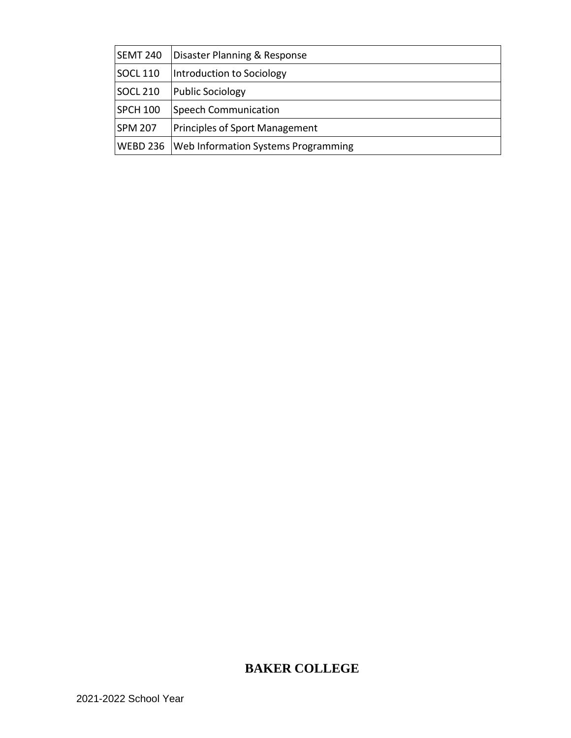| SEMT 240 | Disaster Planning & Response |
| --- | --- |
| SOCL 110 | Introduction to Sociology |
| SOCL 210 | Public Sociology |
| SPCH 100 | Speech Communication |
| SPM 207 | Principles of Sport Management |
| WEBD 236 | Web Information Systems Programming |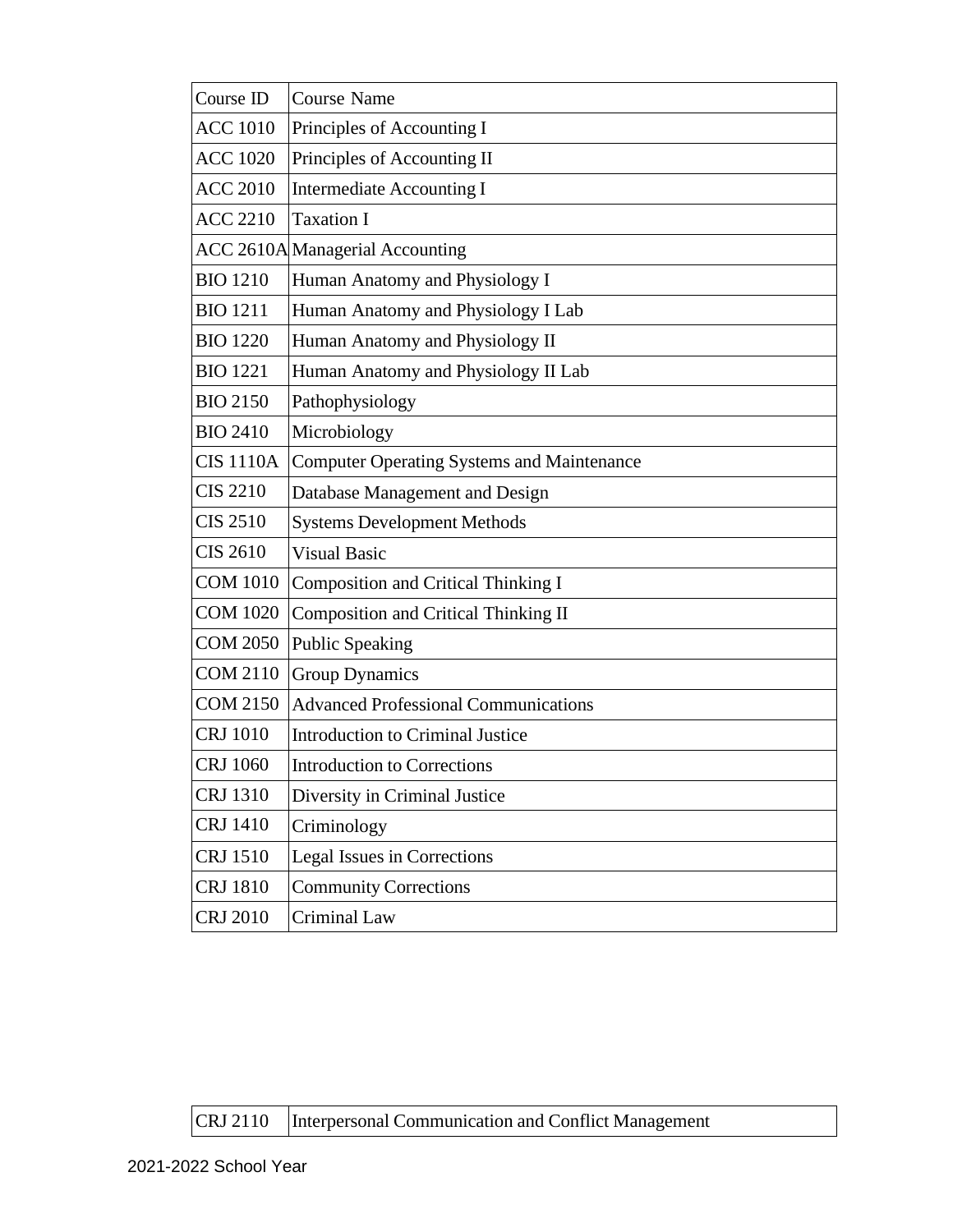| Course ID | Course Name |
|---|---|
| ACC 1010 | Principles of Accounting I |
| ACC 1020 | Principles of Accounting II |
| ACC 2010 | Intermediate Accounting I |
| ACC 2210 | Taxation I |
| ACC 2610A | Managerial Accounting |
| BIO 1210 | Human Anatomy and Physiology I |
| BIO 1211 | Human Anatomy and Physiology I Lab |
| BIO 1220 | Human Anatomy and Physiology II |
| BIO 1221 | Human Anatomy and Physiology II Lab |
| BIO 2150 | Pathophysiology |
| BIO 2410 | Microbiology |
| CIS 1110A | Computer Operating Systems and Maintenance |
| CIS 2210 | Database Management and Design |
| CIS 2510 | Systems Development Methods |
| CIS 2610 | Visual Basic |
| COM 1010 | Composition and Critical Thinking I |
| COM 1020 | Composition and Critical Thinking II |
| COM 2050 | Public Speaking |
| COM 2110 | Group Dynamics |
| COM 2150 | Advanced Professional Communications |
| CRJ 1010 | Introduction to Criminal Justice |
| CRJ 1060 | Introduction to Corrections |
| CRJ 1310 | Diversity in Criminal Justice |
| CRJ 1410 | Criminology |
| CRJ 1510 | Legal Issues in Corrections |
| CRJ 1810 | Community Corrections |
| CRJ 2010 | Criminal Law |
| CRJ 2110 | Interpersonal Communication and Conflict Management |

2021-2022 School Year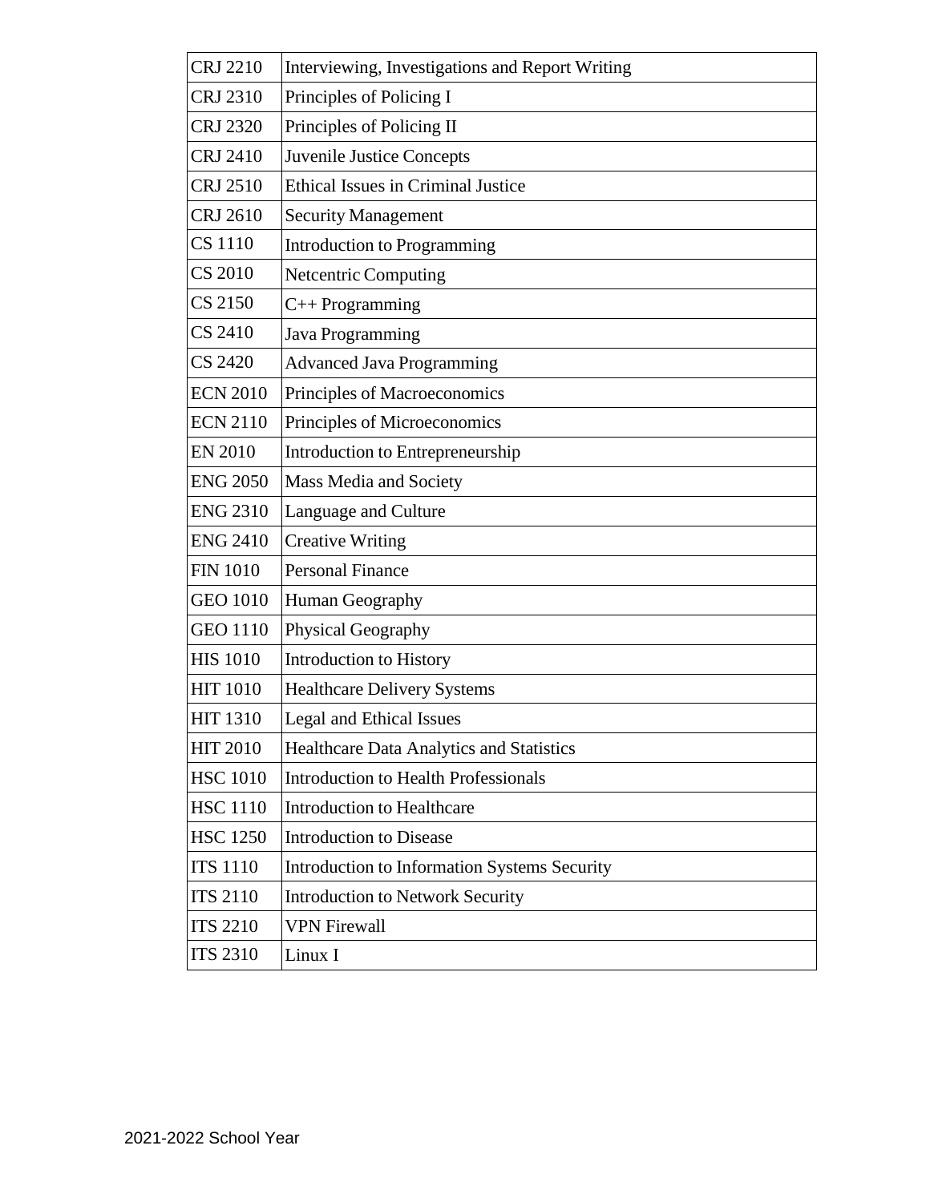| CRJ 2210 | Interviewing, Investigations and Report Writing |
| --- | --- |
| CRJ 2310 | Principles of Policing I |
| CRJ 2320 | Principles of Policing II |
| CRJ 2410 | Juvenile Justice Concepts |
| CRJ 2510 | Ethical Issues in Criminal Justice |
| CRJ 2610 | Security Management |
| CS 1110 | Introduction to Programming |
| CS 2010 | Netcentric Computing |
| CS 2150 | C++ Programming |
| CS 2410 | Java Programming |
| CS 2420 | Advanced Java Programming |
| ECN 2010 | Principles of Macroeconomics |
| ECN 2110 | Principles of Microeconomics |
| EN 2010 | Introduction to Entrepreneurship |
| ENG 2050 | Mass Media and Society |
| ENG 2310 | Language and Culture |
| ENG 2410 | Creative Writing |
| FIN 1010 | Personal Finance |
| GEO 1010 | Human Geography |
| GEO 1110 | Physical Geography |
| HIS 1010 | Introduction to History |
| HIT 1010 | Healthcare Delivery Systems |
| HIT 1310 | Legal and Ethical Issues |
| HIT 2010 | Healthcare Data Analytics and Statistics |
| HSC 1010 | Introduction to Health Professionals |
| HSC 1110 | Introduction to Healthcare |
| HSC 1250 | Introduction to Disease |
| ITS 1110 | Introduction to Information Systems Security |
| ITS 2110 | Introduction to Network Security |
| ITS 2210 | VPN Firewall |
| ITS 2310 | Linux I |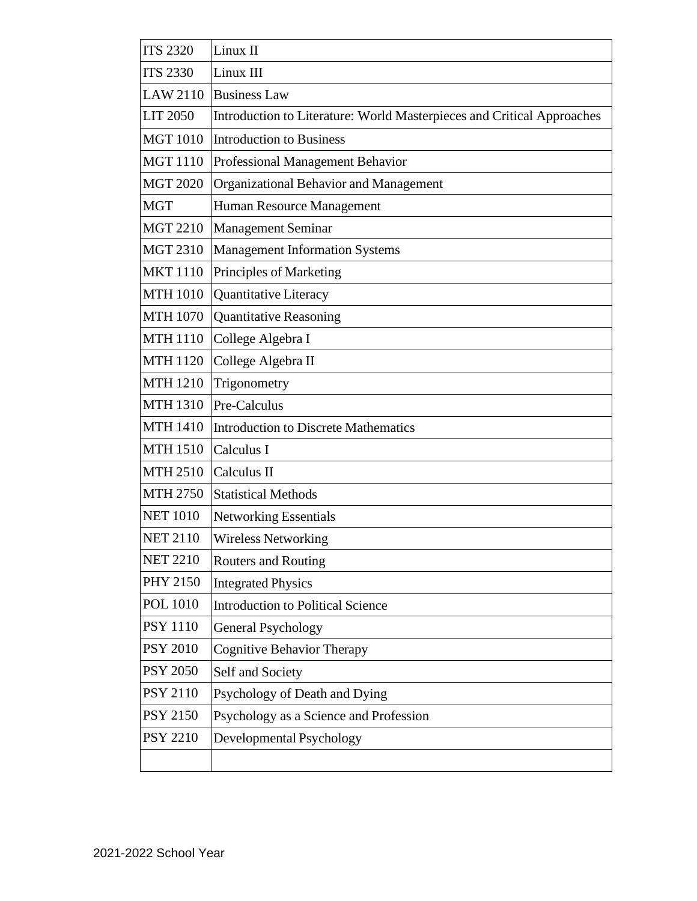| ITS 2320 | Linux II |
|---|---|
| ITS 2330 | Linux III |
| LAW 2110 | Business Law |
| LIT 2050 | Introduction to Literature: World Masterpieces and Critical Approaches |
| MGT 1010 | Introduction to Business |
| MGT 1110 | Professional Management Behavior |
| MGT 2020 | Organizational Behavior and Management |
| MGT | Human Resource Management |
| MGT 2210 | Management Seminar |
| MGT 2310 | Management Information Systems |
| MKT 1110 | Principles of Marketing |
| MTH 1010 | Quantitative Literacy |
| MTH 1070 | Quantitative Reasoning |
| MTH 1110 | College Algebra I |
| MTH 1120 | College Algebra II |
| MTH 1210 | Trigonometry |
| MTH 1310 | Pre-Calculus |
| MTH 1410 | Introduction to Discrete Mathematics |
| MTH 1510 | Calculus I |
| MTH 2510 | Calculus II |
| MTH 2750 | Statistical Methods |
| NET 1010 | Networking Essentials |
| NET 2110 | Wireless Networking |
| NET 2210 | Routers and Routing |
| PHY 2150 | Integrated Physics |
| POL 1010 | Introduction to Political Science |
| PSY 1110 | General Psychology |
| PSY 2010 | Cognitive Behavior Therapy |
| PSY 2050 | Self and Society |
| PSY 2110 | Psychology of Death and Dying |
| PSY 2150 | Psychology as a Science and Profession |
| PSY 2210 | Developmental Psychology |
| | |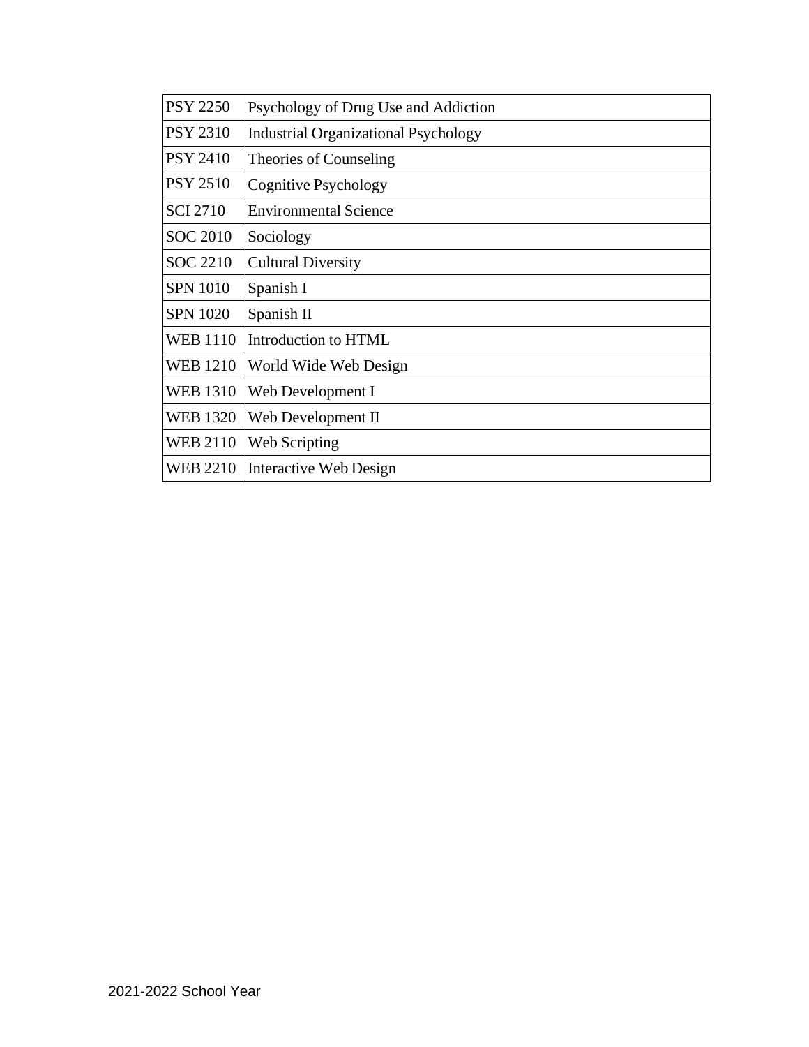| | |
|---|---|
| PSY 2250 | Psychology of Drug Use and Addiction |
| PSY 2310 | Industrial Organizational Psychology |
| PSY 2410 | Theories of Counseling |
| PSY 2510 | Cognitive Psychology |
| SCI 2710 | Environmental Science |
| SOC 2010 | Sociology |
| SOC 2210 | Cultural Diversity |
| SPN 1010 | Spanish I |
| SPN 1020 | Spanish II |
| WEB 1110 | Introduction to HTML |
| WEB 1210 | World Wide Web Design |
| WEB 1310 | Web Development I |
| WEB 1320 | Web Development II |
| WEB 2110 | Web Scripting |
| WEB 2210 | Interactive Web Design |